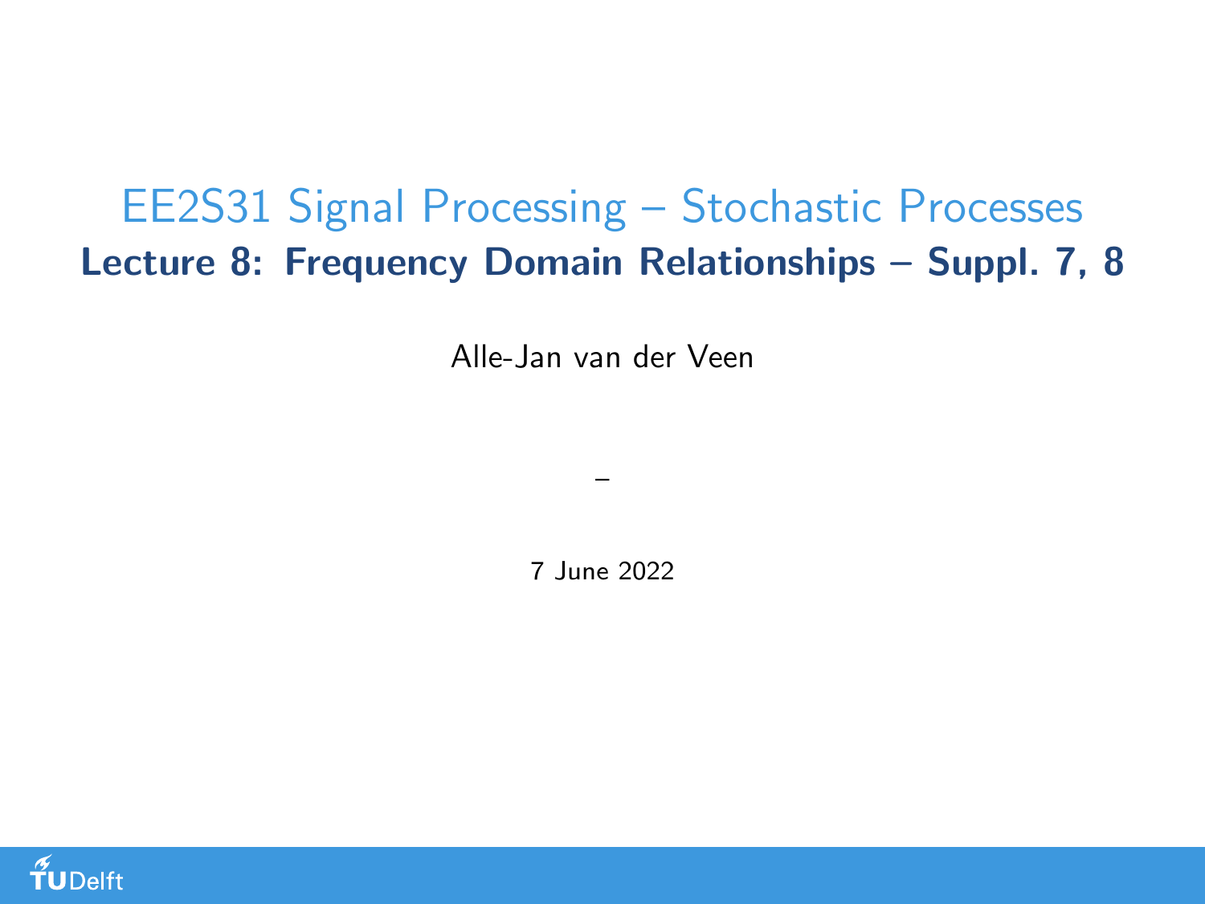# EE2S31 Signal Processing – Stochastic Processes

## Lecture 8: Frequency Domain Relationships – Suppl. 7, 8

Alle-Jan van der Veen

–

7 June 2022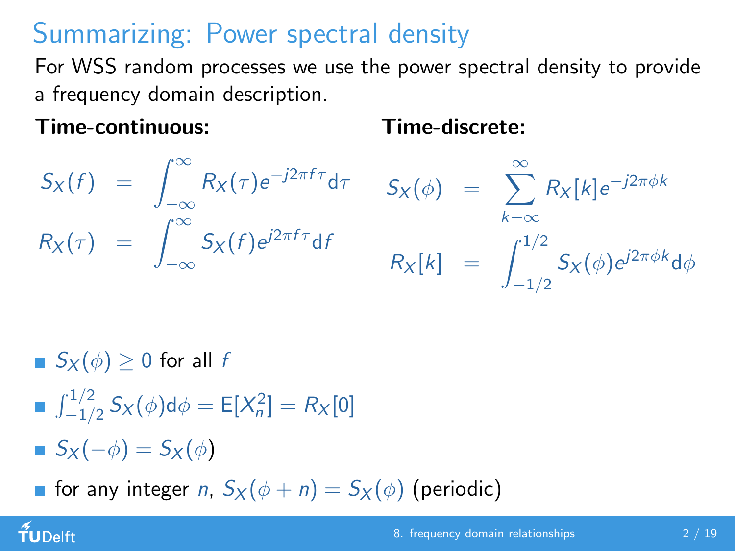# Summarizing: Power spectral density

For WSS random processes we use the power spectral density to provide a frequency domain description.

**Time-continuous:**

$$
\begin{aligned}
S_X(f) &= \int_{-\infty}^{\infty} R_X(\tau) e^{-j2\pi f\tau} \mathrm{d}\tau \\
R_X(\tau) &= \int_{-\infty}^{\infty} S_X(f) e^{j2\pi f\tau} \mathrm{d}f
\end{aligned}
$$

**Time-discrete:**

$$
\begin{aligned}
S_X(\phi) &= \sum_{k-\infty}^{\infty} R_X[k] e^{-j2\pi\phi k} \\
R_X[k] &= \int_{-1/2}^{1/2} S_X(\phi) e^{j2\pi\phi k} \mathrm{d}\phi
\end{aligned}
$$

- $S_X(\phi) \geq 0$ for all $f$
- $\int_{-1/2}^{1/2} S_X(\phi) \mathrm{d}\phi = \mathrm{E}[X_n^2] = R_X[0]$
- $S_X(-\phi) = S_X(\phi)$
- for any integer $n$, $S_X(\phi + n) = S_X(\phi)$ (periodic)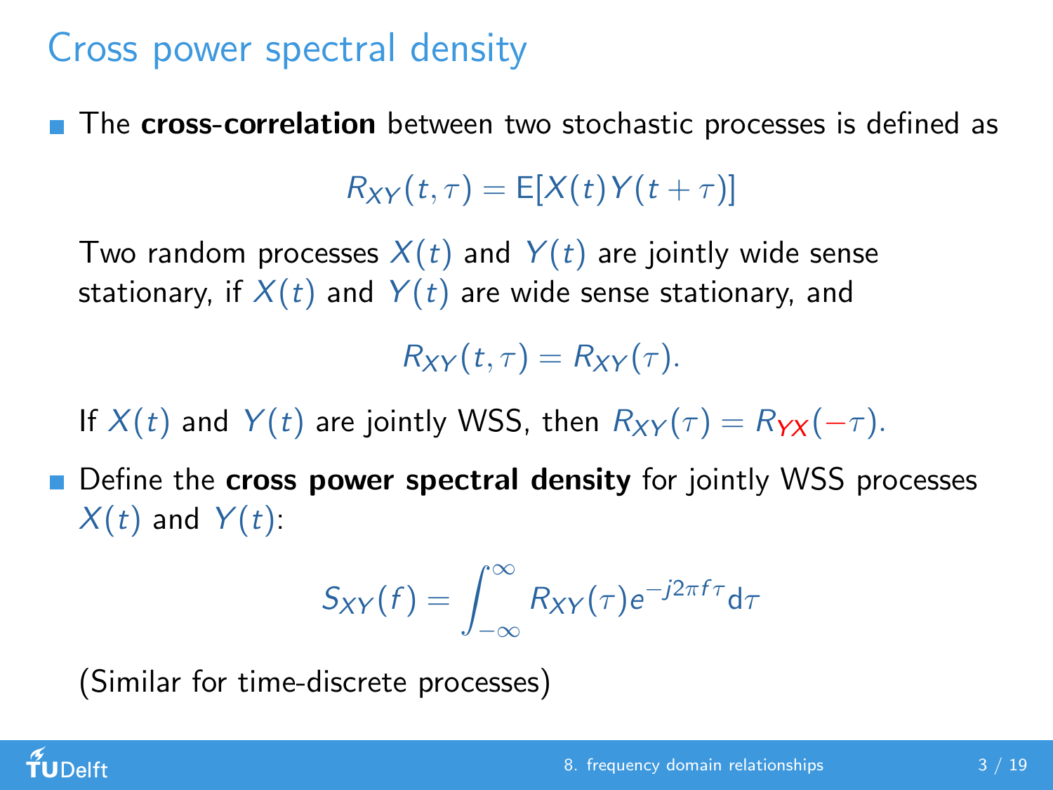# Cross power spectral density

- The **cross-correlation** between two stochastic processes is defined as

$$R_{XY}(t, \tau) = \mathrm{E}[X(t)Y(t+\tau)]$$

Two random processes $X(t)$ and $Y(t)$ are jointly wide sense stationary, if $X(t)$ and $Y(t)$ are wide sense stationary, and

$$R_{XY}(t, \tau) = R_{XY}(\tau).$$

If $X(t)$ and $Y(t)$ are jointly WSS, then $R_{XY}(\tau) = R_{YX}(-\tau)$.

- Define the **cross power spectral density** for jointly WSS processes $X(t)$ and $Y(t)$:

$$S_{XY}(f) = \int_{-\infty}^{\infty} R_{XY}(\tau) e^{-j2\pi f \tau} \mathrm{d}\tau$$

(Similar for time-discrete processes)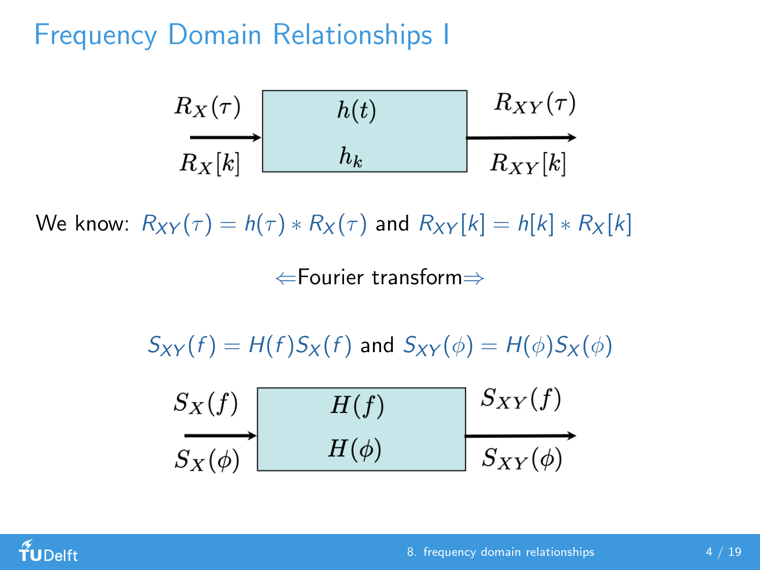# Frequency Domain Relationships I

$R_X(\tau)$ → $h(t)$ → $R_{XY}(\tau)$

$R_X[k]$ → $h_k$ → $R_{XY}[k]$

We know: $R_{XY}(\tau) = h(\tau) * R_X(\tau)$ and $R_{XY}[k] = h[k] * R_X[k]$

⇐Fourier transform⇒

$S_{XY}(f) = H(f)S_X(f)$ and $S_{XY}(\phi) = H(\phi)S_X(\phi)$

$S_X(f)$ → $H(f)$ → $S_{XY}(f)$

$S_X(\phi)$ → $H(\phi)$ → $S_{XY}(\phi)$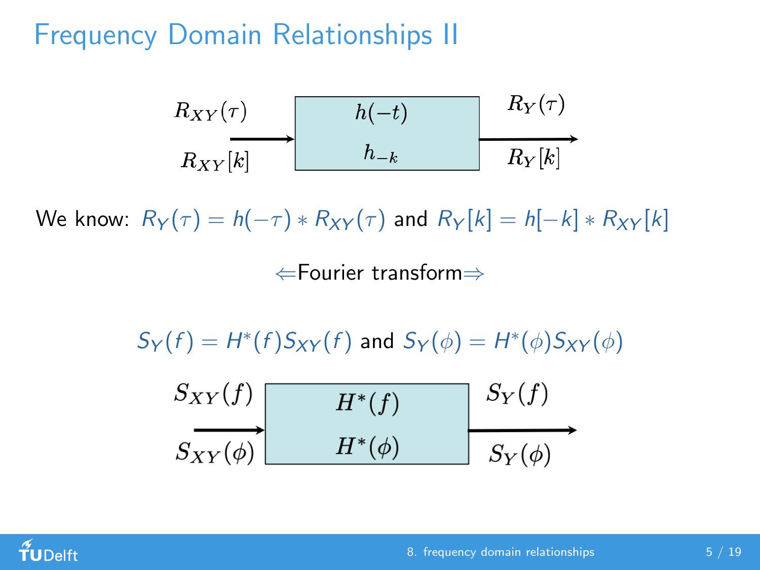# Frequency Domain Relationships II

$R_{XY}(\tau)$ / $R_{XY}[k]$ → [ $h(-t)$ / $h_{-k}$ ] → $R_Y(\tau)$ / $R_Y[k]$

We know: $R_Y(\tau) = h(-\tau) * R_{XY}(\tau)$ and $R_Y[k] = h[-k] * R_{XY}[k]$

⇐Fourier transform⇒

$$S_Y(f) = H^*(f)S_{XY}(f) \text{ and } S_Y(\phi) = H^*(\phi)S_{XY}(\phi)$$

$S_{XY}(f)$ / $S_{XY}(\phi)$ → [ $H^*(f)$ / $H^*(\phi)$ ] → $S_Y(f)$ / $S_Y(\phi)$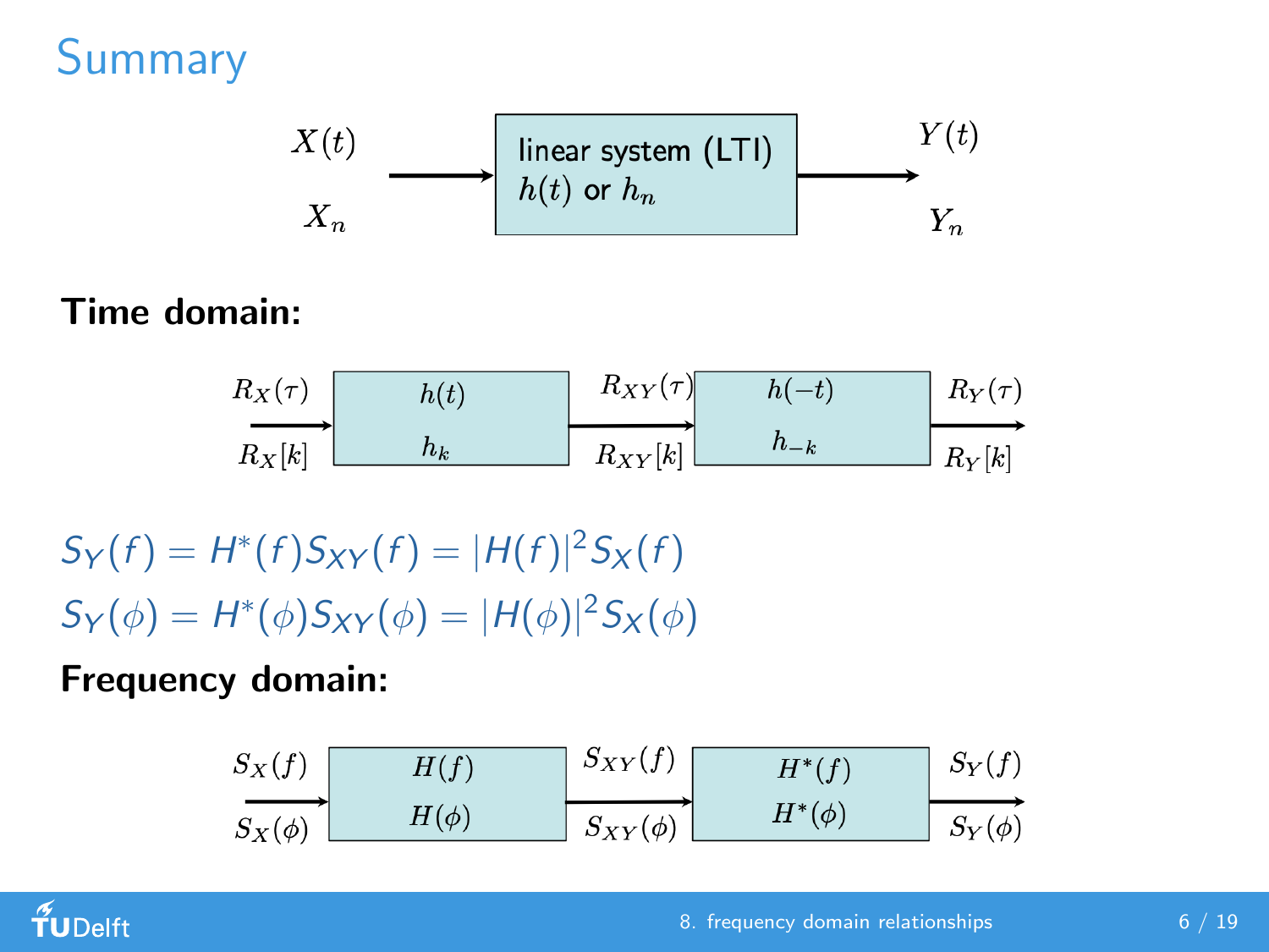# Summary

$X(t)$ / $X_n$ → **linear system (LTI)** $h(t)$ or $h_n$ → $Y(t)$ / $Y_n$

**Time domain:**

$R_X(\tau)$ / $R_X[k]$ → $h(t)$ / $h_k$ → $R_{XY}(\tau)$ / $R_{XY}[k]$ → $h(-t)$ / $h_{-k}$ → $R_Y(\tau)$ / $R_Y[k]$

$$S_Y(f) = H^*(f)S_{XY}(f) = |H(f)|^2 S_X(f)$$

$$S_Y(\phi) = H^*(\phi)S_{XY}(\phi) = |H(\phi)|^2 S_X(\phi)$$

**Frequency domain:**

$S_X(f)$ / $S_X(\phi)$ → $H(f)$ / $H(\phi)$ → $S_{XY}(f)$ / $S_{XY}(\phi)$ → $H^*(f)$ / $H^*(\phi)$ → $S_Y(f)$ / $S_Y(\phi)$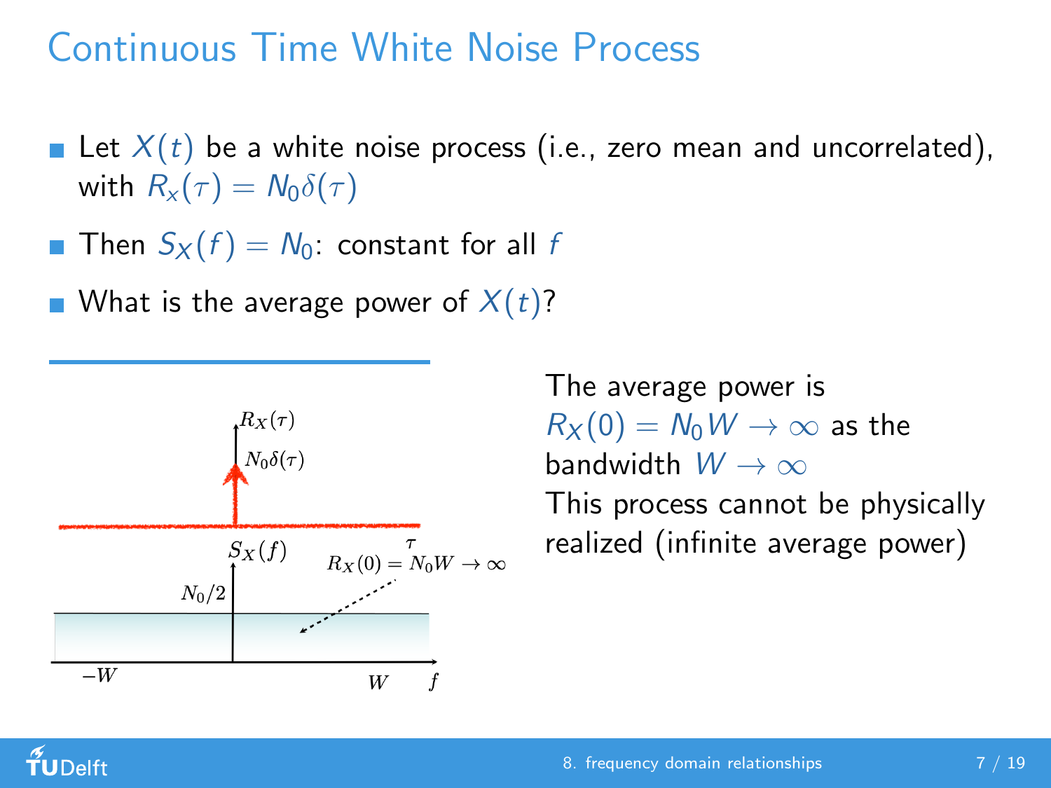# Continuous Time White Noise Process

- Let $X(t)$ be a white noise process (i.e., zero mean and uncorrelated), with $R_x(\tau) = N_0\delta(\tau)$
- Then $S_X(f) = N_0$: constant for all $f$
- What is the average power of $X(t)$?

---

$R_X(\tau)$

$N_0\delta(\tau)$

$\tau$

$S_X(f)$

$N_0/2$

$R_X(0) = N_0W \to \infty$

$-W$ $W$ $f$

The average power is $R_X(0) = N_0 W \to \infty$ as the bandwidth $W \to \infty$

This process cannot be physically realized (infinite average power)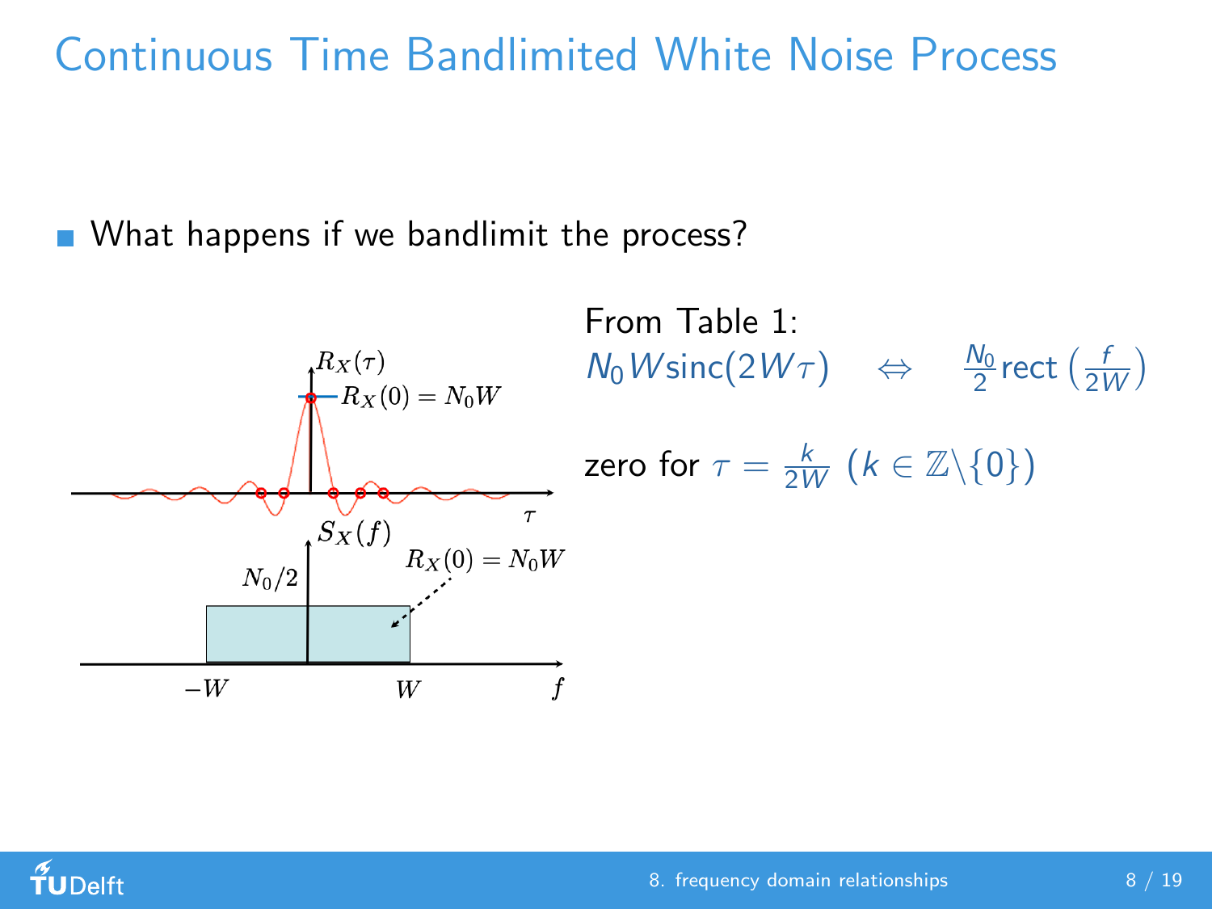# Continuous Time Bandlimited White Noise Process

- What happens if we bandlimit the process?

From Table 1:
$N_0 W \text{sinc}(2W\tau) \quad \Leftrightarrow \quad \frac{N_0}{2} \text{rect}\left(\frac{f}{2W}\right)$

zero for $\tau = \frac{k}{2W}$ $(k \in \mathbb{Z} \backslash \{0\})$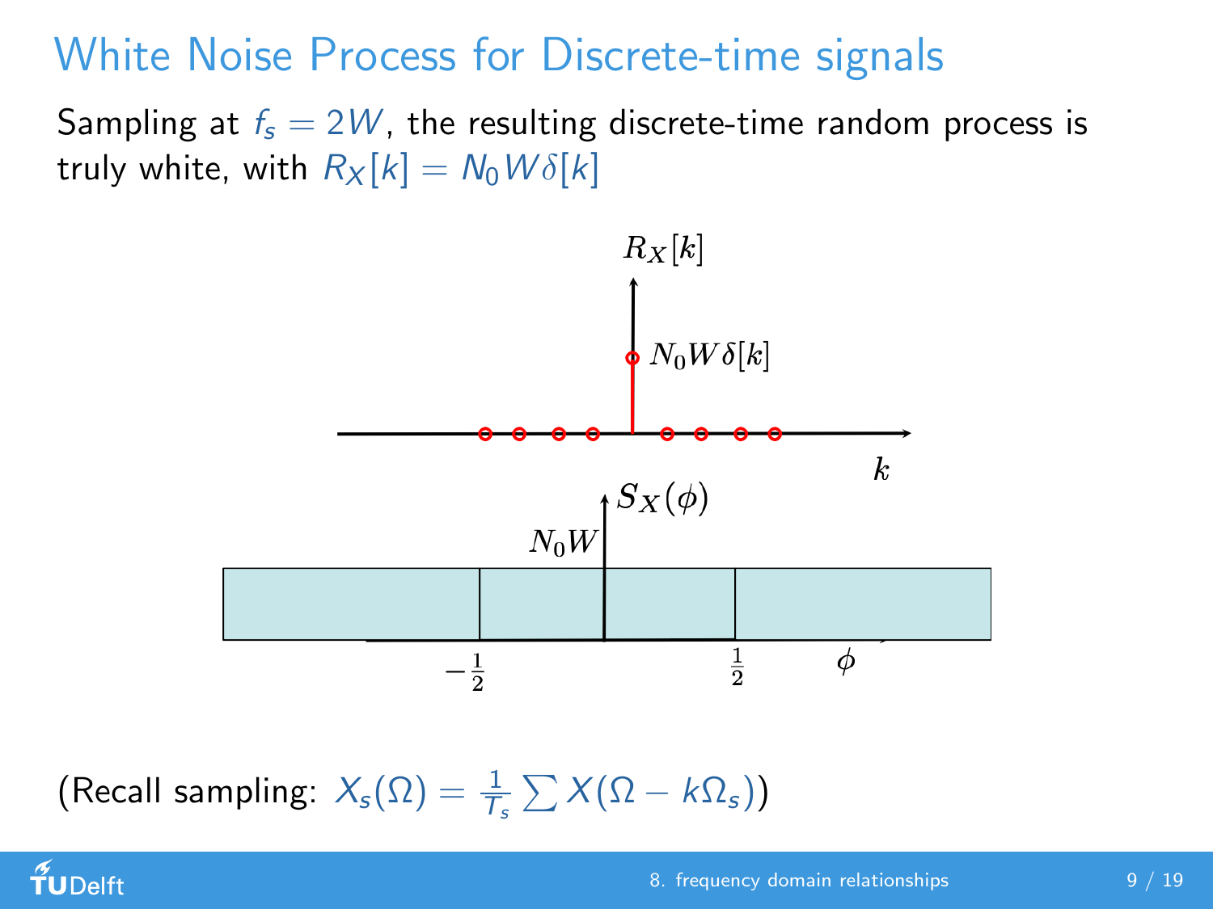# White Noise Process for Discrete-time signals

Sampling at $f_s = 2W$, the resulting discrete-time random process is truly white, with $R_X[k] = N_0 W \delta[k]$

(Recall sampling: $X_s(\Omega) = \frac{1}{T_s} \sum X(\Omega - k\Omega_s)$)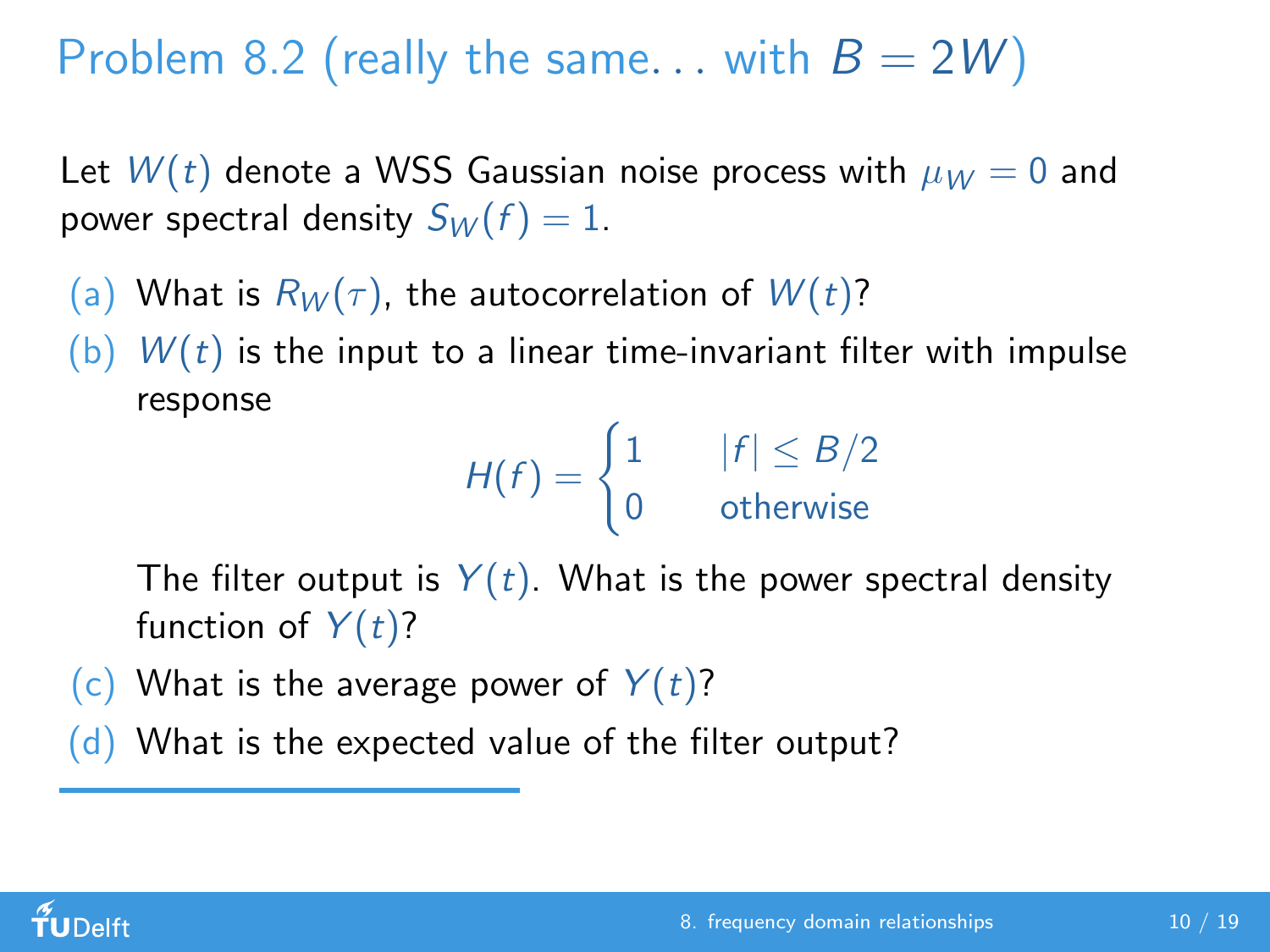# Problem 8.2 (really the same... with $B = 2W$)

Let $W(t)$ denote a WSS Gaussian noise process with $\mu_W = 0$ and power spectral density $S_W(f) = 1$.

(a) What is $R_W(\tau)$, the autocorrelation of $W(t)$?

(b) $W(t)$ is the input to a linear time-invariant filter with impulse response

$$H(f) = \begin{cases} 1 & |f| \leq B/2 \\ 0 & \text{otherwise} \end{cases}$$

The filter output is $Y(t)$. What is the power spectral density function of $Y(t)$?

(c) What is the average power of $Y(t)$?

(d) What is the expected value of the filter output?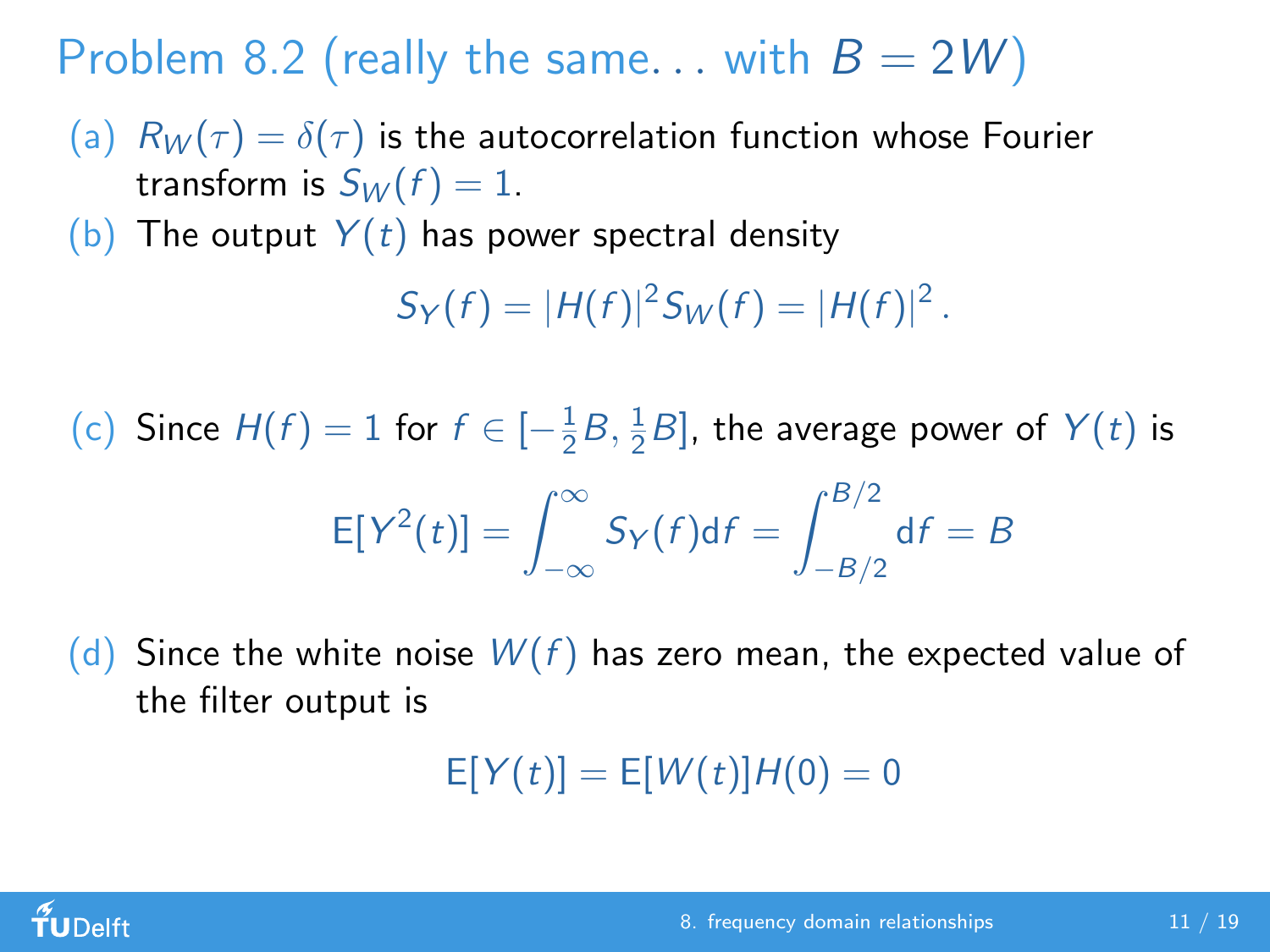# Problem 8.2 (really the same... with $B = 2W$)

(a) $R_W(\tau) = \delta(\tau)$ is the autocorrelation function whose Fourier transform is $S_W(f) = 1$.

(b) The output $Y(t)$ has power spectral density

$$S_Y(f) = |H(f)|^2 S_W(f) = |H(f)|^2 .$$

(c) Since $H(f) = 1$ for $f \in [-\frac{1}{2}B, \frac{1}{2}B]$, the average power of $Y(t)$ is

$$\mathrm{E}[Y^2(t)] = \int_{-\infty}^{\infty} S_Y(f)\mathrm{d}f = \int_{-B/2}^{B/2} \mathrm{d}f = B$$

(d) Since the white noise $W(f)$ has zero mean, the expected value of the filter output is

$$\mathrm{E}[Y(t)] = \mathrm{E}[W(t)]H(0) = 0$$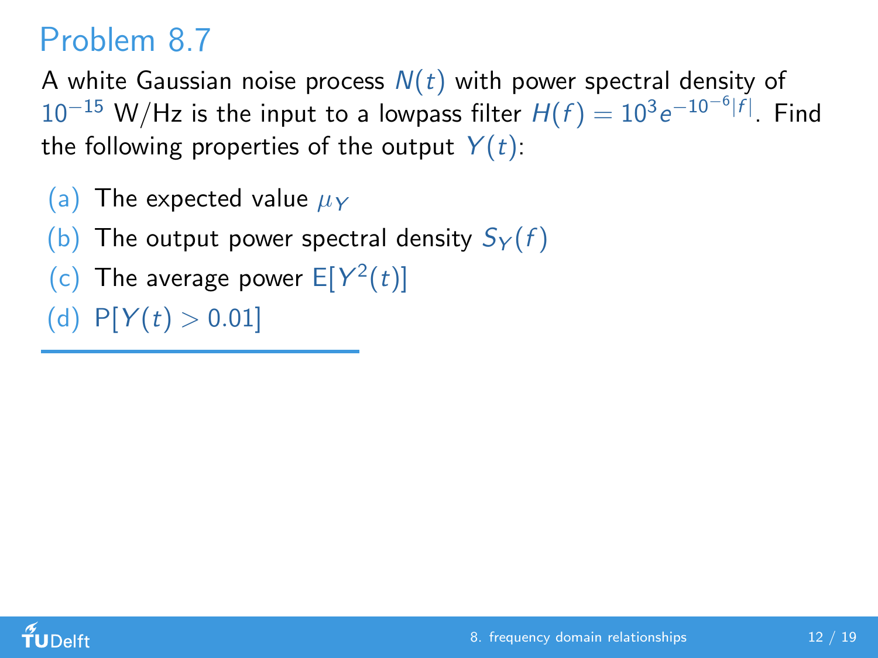# Problem 8.7

A white Gaussian noise process $N(t)$ with power spectral density of $10^{-15}$ W/Hz is the input to a lowpass filter $H(f) = 10^3 e^{-10^{-6}|f|}$. Find the following properties of the output $Y(t)$:

(a) The expected value $\mu_Y$

(b) The output power spectral density $S_Y(f)$

(c) The average power $\mathrm{E}[Y^2(t)]$

(d) $\mathrm{P}[Y(t) > 0.01]$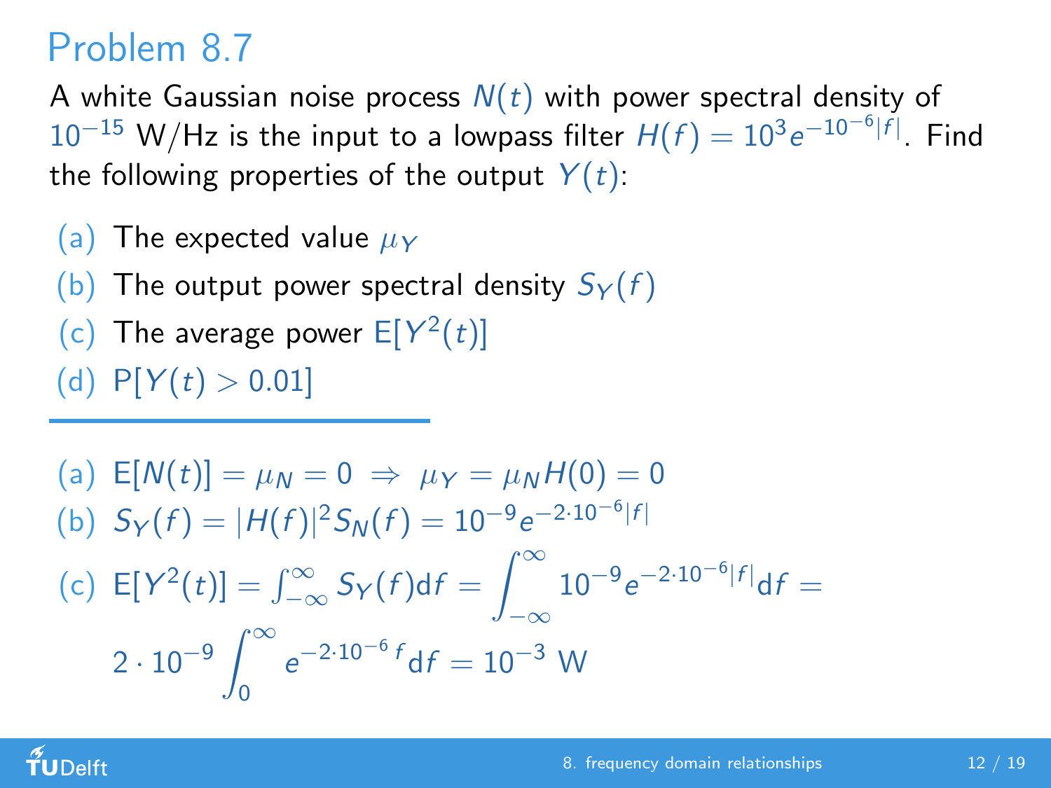# Problem 8.7

A white Gaussian noise process $N(t)$ with power spectral density of $10^{-15}$ W/Hz is the input to a lowpass filter $H(f) = 10^3 e^{-10^{-6}|f|}$. Find the following properties of the output $Y(t)$:

(a) The expected value $\mu_Y$

(b) The output power spectral density $S_Y(f)$

(c) The average power $\mathrm{E}[Y^2(t)]$

(d) $\mathrm{P}[Y(t) > 0.01]$

---

(a) $\mathrm{E}[N(t)] = \mu_N = 0 \;\Rightarrow\; \mu_Y = \mu_N H(0) = 0$

(b) $S_Y(f) = |H(f)|^2 S_N(f) = 10^{-9} e^{-2 \cdot 10^{-6}|f|}$

(c) $\mathrm{E}[Y^2(t)] = \int_{-\infty}^{\infty} S_Y(f) \mathrm{d}f = \displaystyle\int_{-\infty}^{\infty} 10^{-9} e^{-2 \cdot 10^{-6}|f|} \mathrm{d}f =$

$$2 \cdot 10^{-9} \int_0^{\infty} e^{-2 \cdot 10^{-6} f} \mathrm{d}f = 10^{-3} \text{ W}$$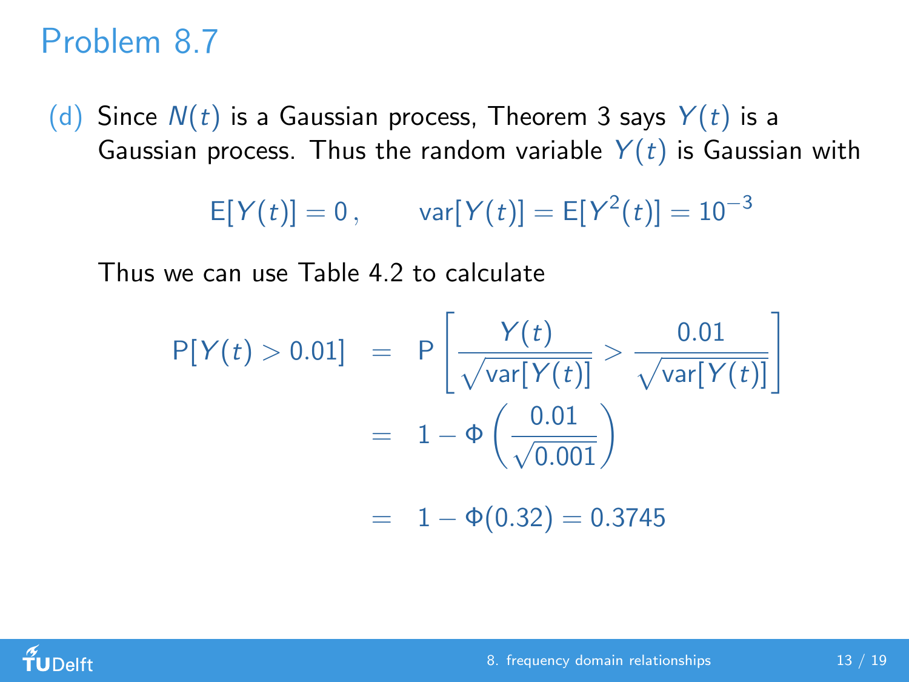# Problem 8.7

(d) Since $N(t)$ is a Gaussian process, Theorem 3 says $Y(t)$ is a Gaussian process. Thus the random variable $Y(t)$ is Gaussian with

$$\mathrm{E}[Y(t)] = 0\,, \qquad \mathrm{var}[Y(t)] = \mathrm{E}[Y^2(t)] = 10^{-3}$$

Thus we can use Table 4.2 to calculate

$$\begin{aligned}
\mathrm{P}[Y(t) > 0.01] &= \mathrm{P}\left[\frac{Y(t)}{\sqrt{\mathrm{var}[Y(t)]}} > \frac{0.01}{\sqrt{\mathrm{var}[Y(t)]}}\right] \\
&= 1 - \Phi\left(\frac{0.01}{\sqrt{0.001}}\right) \\
&= 1 - \Phi(0.32) = 0.3745
\end{aligned}$$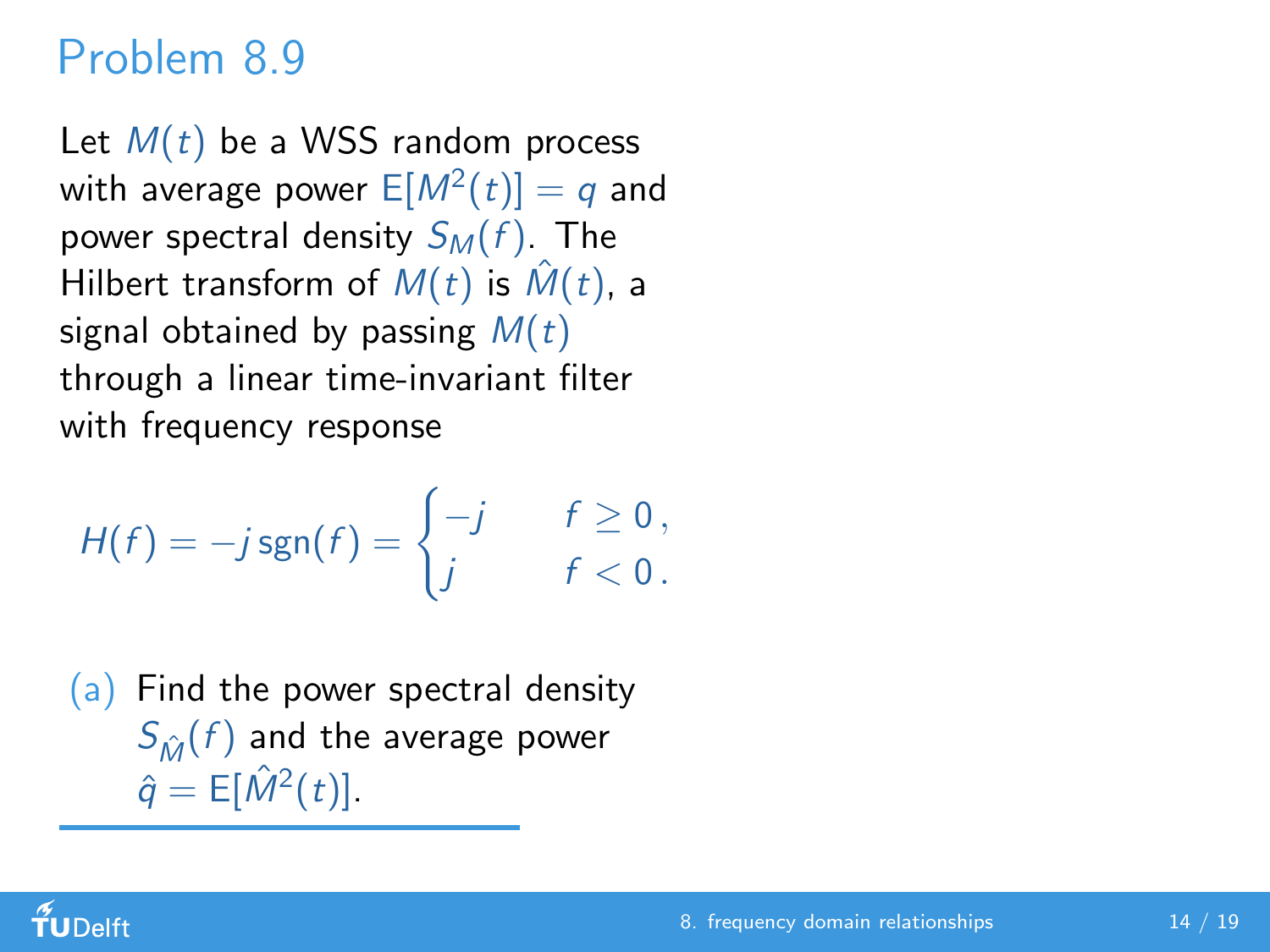# Problem 8.9

Let $M(t)$ be a WSS random process with average power $\mathrm{E}[M^2(t)] = q$ and power spectral density $S_M(f)$. The Hilbert transform of $M(t)$ is $\hat{M}(t)$, a signal obtained by passing $M(t)$ through a linear time-invariant filter with frequency response

$$H(f) = -j\,\mathrm{sgn}(f) = \begin{cases} -j & f \geq 0\,, \\ j & f < 0\,. \end{cases}$$

(a) Find the power spectral density $S_{\hat{M}}(f)$ and the average power $\hat{q} = \mathrm{E}[\hat{M}^2(t)]$.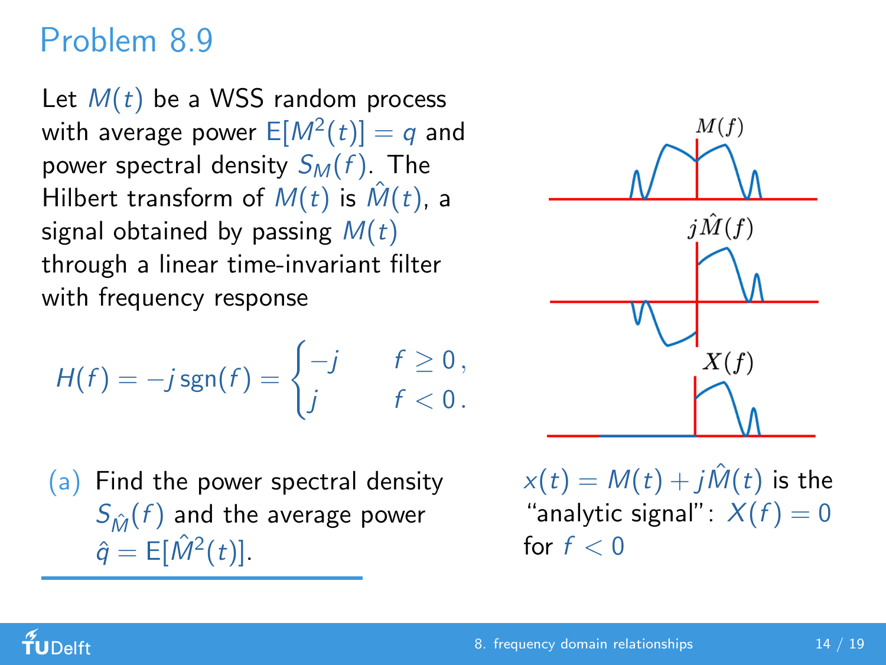# Problem 8.9

Let $M(t)$ be a WSS random process with average power $\mathrm{E}[M^2(t)] = q$ and power spectral density $S_M(f)$. The Hilbert transform of $M(t)$ is $\hat{M}(t)$, a signal obtained by passing $M(t)$ through a linear time-invariant filter with frequency response

$$H(f) = -j\,\mathrm{sgn}(f) = \begin{cases} -j & f \geq 0\,, \\ j & f < 0\,. \end{cases}$$

(a) Find the power spectral density $S_{\hat{M}}(f)$ and the average power $\hat{q} = \mathrm{E}[\hat{M}^2(t)]$.

$M(f)$

$j\hat{M}(f)$

$X(f)$

$x(t) = M(t) + j\hat{M}(t)$ is the "analytic signal": $X(f) = 0$ for $f < 0$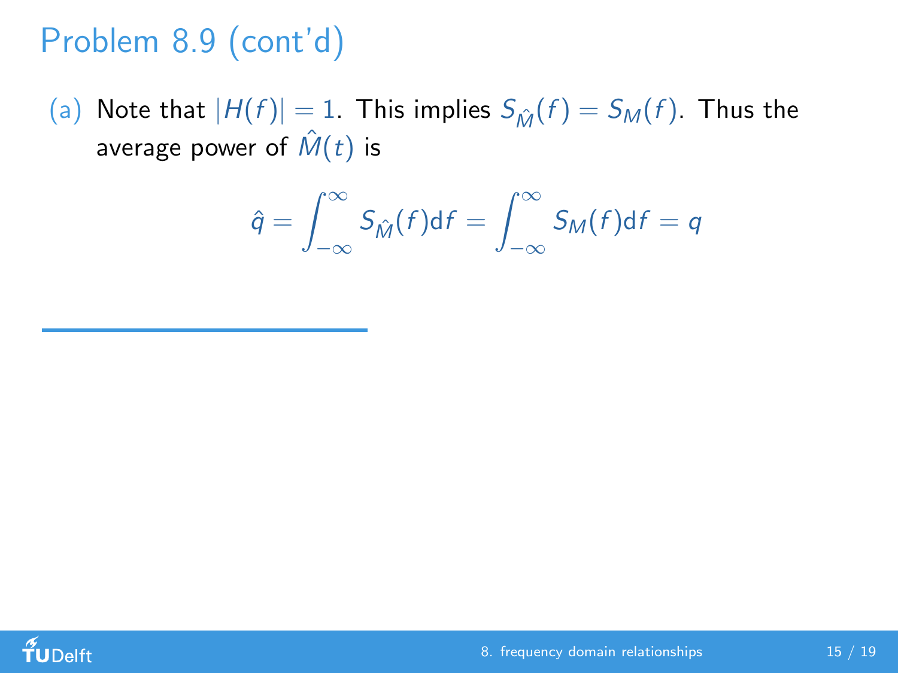# Problem 8.9 (cont'd)

(a) Note that $|H(f)| = 1$. This implies $S_{\hat{M}}(f) = S_M(f)$. Thus the average power of $\hat{M}(t)$ is

$$\hat{q} = \int_{-\infty}^{\infty} S_{\hat{M}}(f)\mathrm{d}f = \int_{-\infty}^{\infty} S_M(f)\mathrm{d}f = q$$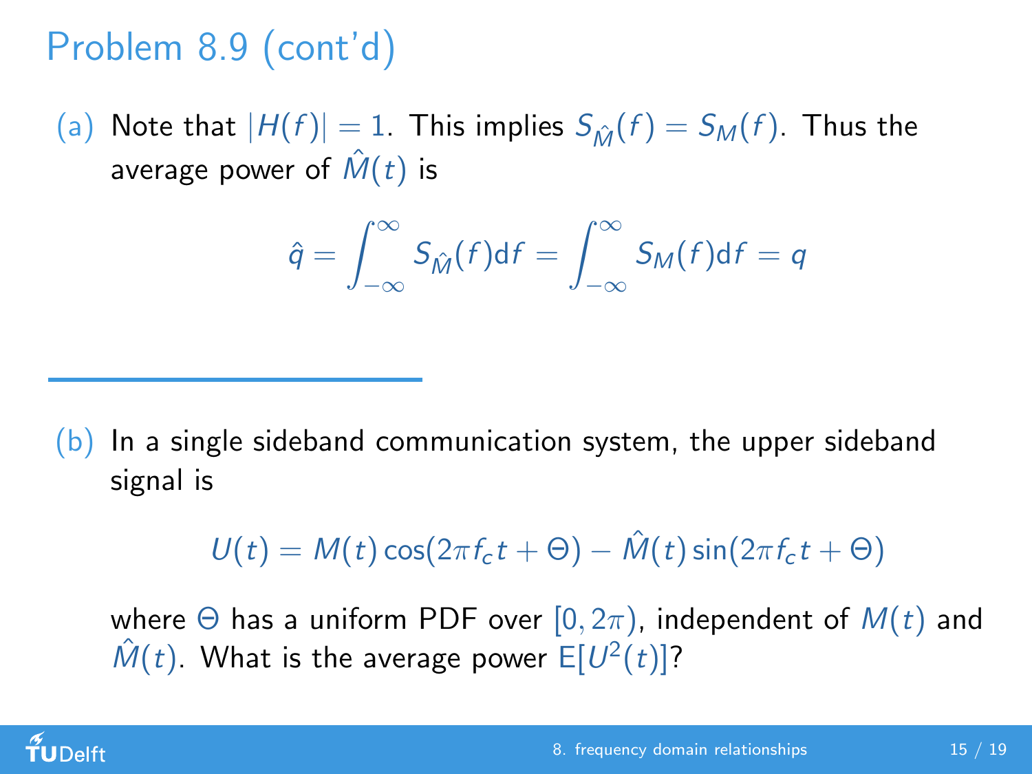# Problem 8.9 (cont'd)

(a) Note that $|H(f)| = 1$. This implies $S_{\hat{M}}(f) = S_M(f)$. Thus the average power of $\hat{M}(t)$ is

$$\hat{q} = \int_{-\infty}^{\infty} S_{\hat{M}}(f) \mathrm{d}f = \int_{-\infty}^{\infty} S_M(f) \mathrm{d}f = q$$

---

(b) In a single sideband communication system, the upper sideband signal is

$$U(t) = M(t) \cos(2\pi f_c t + \Theta) - \hat{M}(t) \sin(2\pi f_c t + \Theta)$$

where $\Theta$ has a uniform PDF over $[0, 2\pi)$, independent of $M(t)$ and $\hat{M}(t)$. What is the average power $\mathrm{E}[U^2(t)]$?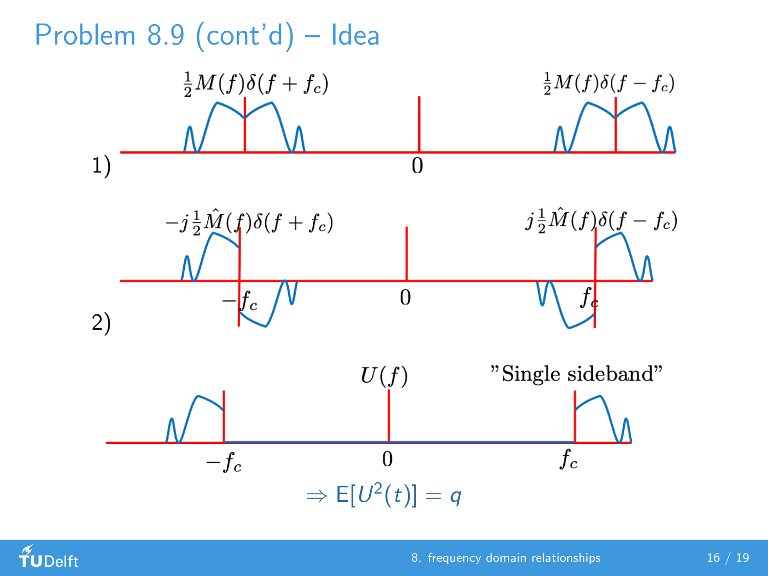# Problem 8.9 (cont'd) – Idea

1)

$\frac{1}{2}M(f)\delta(f+f_c)$ $\quad$ $\frac{1}{2}M(f)\delta(f-f_c)$

0

2)

$-j\frac{1}{2}\hat{M}(f)\delta(f+f_c)$ $\quad$ $j\frac{1}{2}\hat{M}(f)\delta(f-f_c)$

$-f_c$ $\quad$ 0 $\quad$ $f_c$

$U(f)$ $\quad$ "Single sideband"

$-f_c$ $\quad$ 0 $\quad$ $f_c$

$$\Rightarrow \mathrm{E}[U^2(t)] = q$$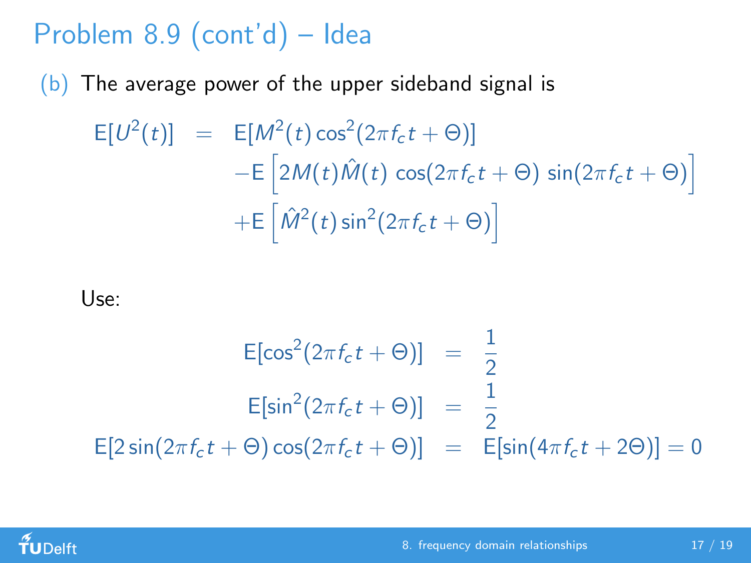# Problem 8.9 (cont'd) – Idea

(b) The average power of the upper sideband signal is

$$
\begin{aligned}
\mathrm{E}[U^2(t)] \;=\;& \mathrm{E}[M^2(t)\cos^2(2\pi f_c t + \Theta)] \\
& -\mathrm{E}\left[2M(t)\hat{M}(t)\,\cos(2\pi f_c t + \Theta)\,\sin(2\pi f_c t + \Theta)\right] \\
& +\mathrm{E}\left[\hat{M}^2(t)\sin^2(2\pi f_c t + \Theta)\right]
\end{aligned}
$$

Use:

$$
\begin{aligned}
\mathrm{E}[\cos^2(2\pi f_c t + \Theta)] &= \frac{1}{2} \\
\mathrm{E}[\sin^2(2\pi f_c t + \Theta)] &= \frac{1}{2} \\
\mathrm{E}[2\sin(2\pi f_c t + \Theta)\cos(2\pi f_c t + \Theta)] &= \mathrm{E}[\sin(4\pi f_c t + 2\Theta)] = 0
\end{aligned}
$$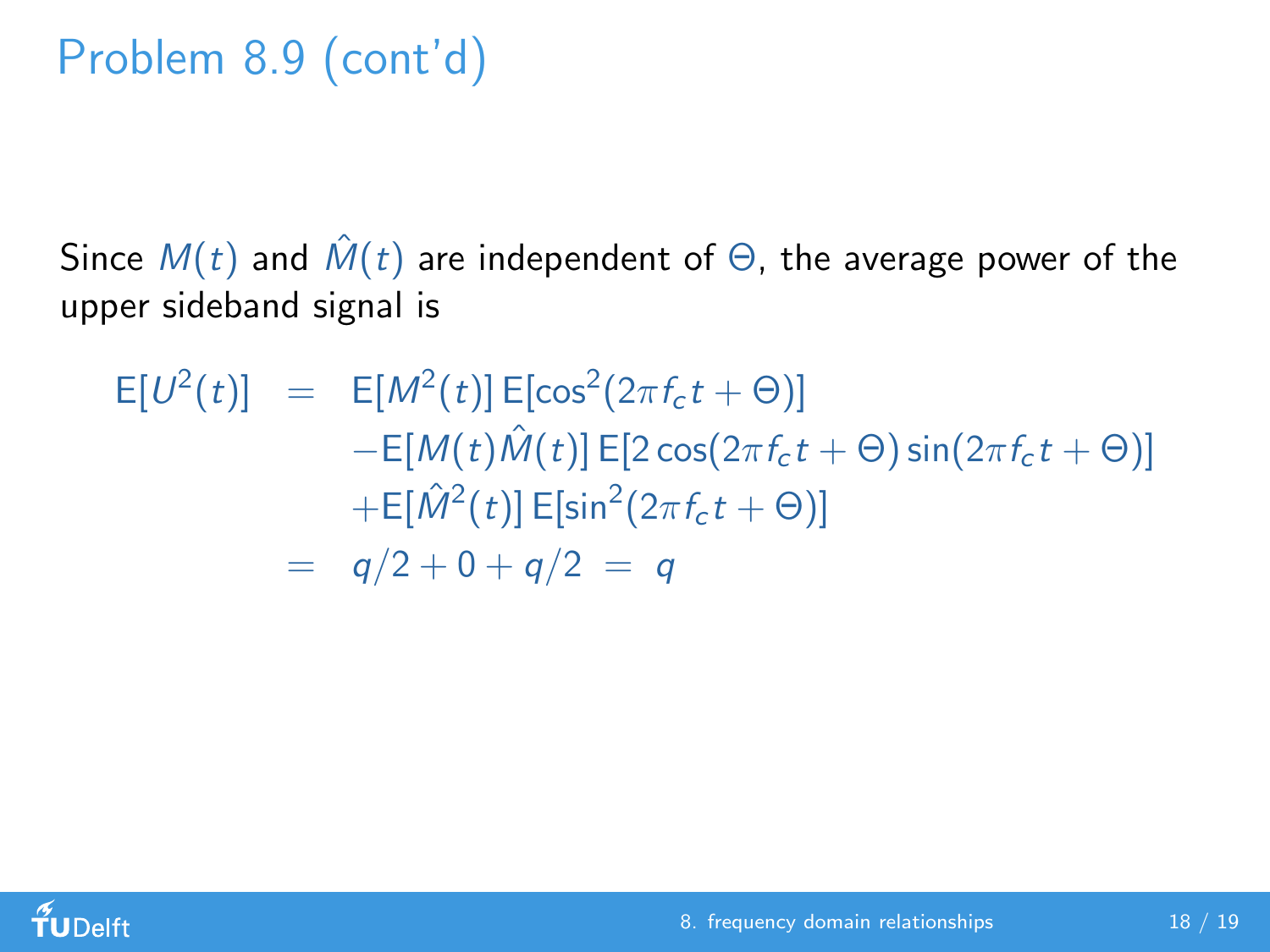# Problem 8.9 (cont'd)

Since $M(t)$ and $\hat{M}(t)$ are independent of $\Theta$, the average power of the upper sideband signal is

$$
\begin{aligned}
\mathrm{E}[U^2(t)] &= \mathrm{E}[M^2(t)]\,\mathrm{E}[\cos^2(2\pi f_c t + \Theta)] \\
&\quad - \mathrm{E}[M(t)\hat{M}(t)]\,\mathrm{E}[2\cos(2\pi f_c t + \Theta)\sin(2\pi f_c t + \Theta)] \\
&\quad + \mathrm{E}[\hat{M}^2(t)]\,\mathrm{E}[\sin^2(2\pi f_c t + \Theta)] \\
&= q/2 + 0 + q/2 \;=\; q
\end{aligned}
$$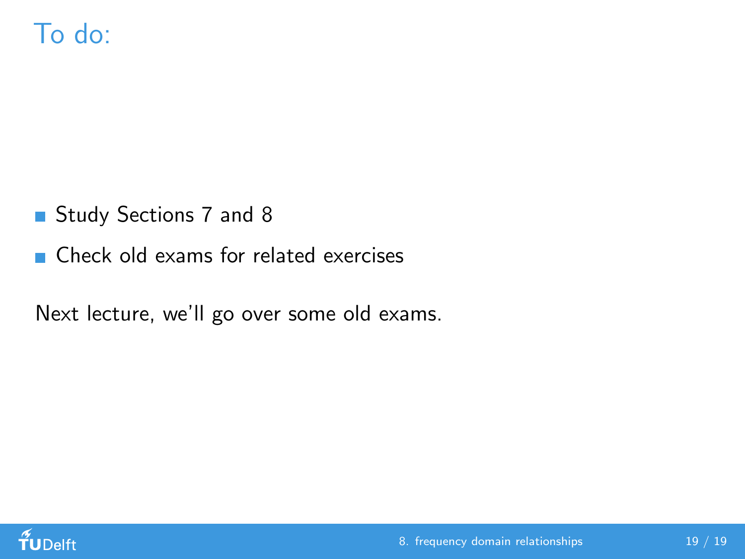# To do:

- Study Sections 7 and 8
- Check old exams for related exercises

Next lecture, we'll go over some old exams.